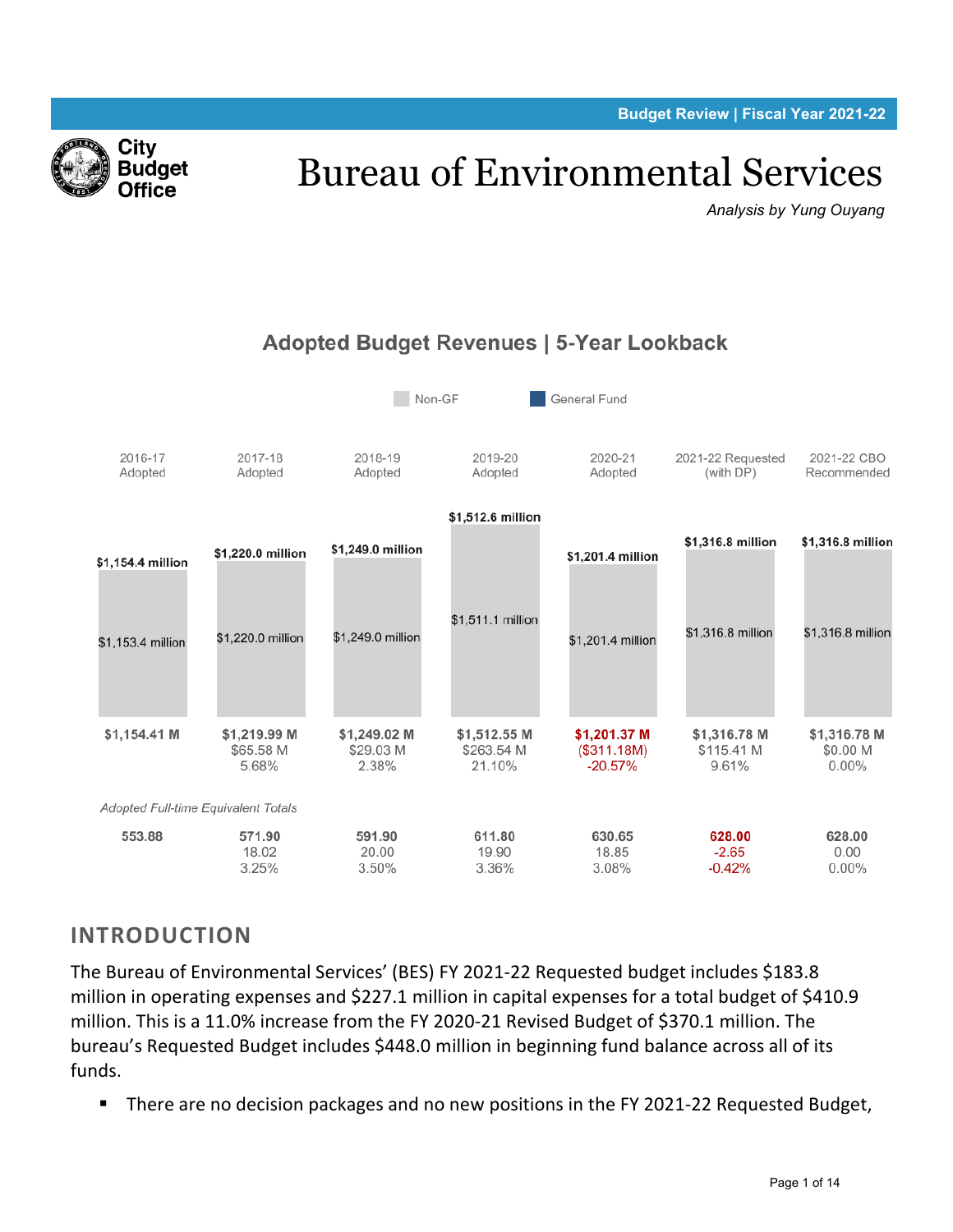Budget Review | Fiscal Year 2021-22

City Budget Office

# Bureau of Environmental Services

*Analysis by Yung Ouyang*

## Adopted Budget Revenues | 5-Year Lookback

Non-GF | General Fund

| | 2016-17 Adopted | 2017-18 Adopted | 2018-19 Adopted | 2019-20 Adopted | 2020-21 Adopted | 2021-22 Requested (with DP) | 2021-22 CBO Recommended |
|---|---|---|---|---|---|---|---|
| Total | $1,154.4 million | $1,220.0 million | $1,249.0 million | $1,512.6 million | $1,201.4 million | $1,316.8 million | $1,316.8 million |
| Non-GF | $1,153.4 million | $1,220.0 million | $1,249.0 million | $1,511.1 million | $1,201.4 million | $1,316.8 million | $1,316.8 million |
| Total | $1,154.41 M | $1,219.99 M | $1,249.02 M | $1,512.55 M | $1,201.37 M | $1,316.78 M | $1,316.78 M |
| Change | | $65.58 M | $29.03 M | $263.54 M | ($311.18M) | $115.41 M | $0.00 M |
| % Change | | 5.68% | 2.38% | 21.10% | -20.57% | 9.61% | 0.00% |

*Adopted Full-time Equivalent Totals*

| | 2016-17 Adopted | 2017-18 Adopted | 2018-19 Adopted | 2019-20 Adopted | 2020-21 Adopted | 2021-22 Requested (with DP) | 2021-22 CBO Recommended |
|---|---|---|---|---|---|---|---|
| FTE | 553.88 | 571.90 | 591.90 | 611.80 | 630.65 | 628.00 | 628.00 |
| Change | | 18.02 | 20.00 | 19.90 | 18.85 | -2.65 | 0.00 |
| % Change | | 3.25% | 3.50% | 3.36% | 3.08% | -0.42% | 0.00% |

## INTRODUCTION

The Bureau of Environmental Services' (BES) FY 2021-22 Requested budget includes $183.8 million in operating expenses and $227.1 million in capital expenses for a total budget of $410.9 million. This is a 11.0% increase from the FY 2020-21 Revised Budget of $370.1 million. The bureau's Requested Budget includes $448.0 million in beginning fund balance across all of its funds.

- There are no decision packages and no new positions in the FY 2021-22 Requested Budget,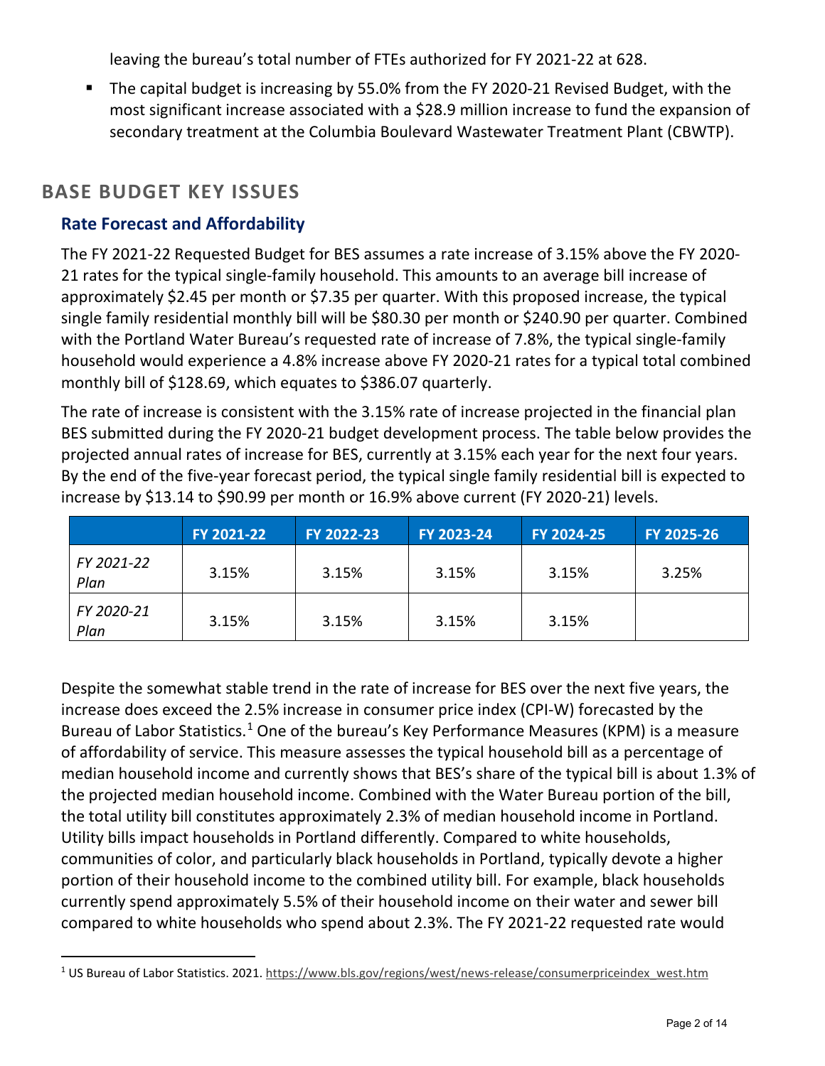leaving the bureau's total number of FTEs authorized for FY 2021-22 at 628.

- The capital budget is increasing by 55.0% from the FY 2020-21 Revised Budget, with the most significant increase associated with a $28.9 million increase to fund the expansion of secondary treatment at the Columbia Boulevard Wastewater Treatment Plant (CBWTP).

## BASE BUDGET KEY ISSUES

### Rate Forecast and Affordability

The FY 2021-22 Requested Budget for BES assumes a rate increase of 3.15% above the FY 2020-21 rates for the typical single-family household. This amounts to an average bill increase of approximately $2.45 per month or $7.35 per quarter. With this proposed increase, the typical single family residential monthly bill will be $80.30 per month or $240.90 per quarter. Combined with the Portland Water Bureau's requested rate of increase of 7.8%, the typical single-family household would experience a 4.8% increase above FY 2020-21 rates for a typical total combined monthly bill of $128.69, which equates to $386.07 quarterly.

The rate of increase is consistent with the 3.15% rate of increase projected in the financial plan BES submitted during the FY 2020-21 budget development process. The table below provides the projected annual rates of increase for BES, currently at 3.15% each year for the next four years. By the end of the five-year forecast period, the typical single family residential bill is expected to increase by $13.14 to $90.99 per month or 16.9% above current (FY 2020-21) levels.

| | FY 2021-22 | FY 2022-23 | FY 2023-24 | FY 2024-25 | FY 2025-26 |
|---|---|---|---|---|---|
| *FY 2021-22 Plan* | 3.15% | 3.15% | 3.15% | 3.15% | 3.25% |
| *FY 2020-21 Plan* | 3.15% | 3.15% | 3.15% | 3.15% | |

Despite the somewhat stable trend in the rate of increase for BES over the next five years, the increase does exceed the 2.5% increase in consumer price index (CPI-W) forecasted by the Bureau of Labor Statistics.[1] One of the bureau's Key Performance Measures (KPM) is a measure of affordability of service. This measure assesses the typical household bill as a percentage of median household income and currently shows that BES's share of the typical bill is about 1.3% of the projected median household income. Combined with the Water Bureau portion of the bill, the total utility bill constitutes approximately 2.3% of median household income in Portland. Utility bills impact households in Portland differently. Compared to white households, communities of color, and particularly black households in Portland, typically devote a higher portion of their household income to the combined utility bill. For example, black households currently spend approximately 5.5% of their household income on their water and sewer bill compared to white households who spend about 2.3%. The FY 2021-22 requested rate would

[1] US Bureau of Labor Statistics. 2021. https://www.bls.gov/regions/west/news-release/consumerpriceindex_west.htm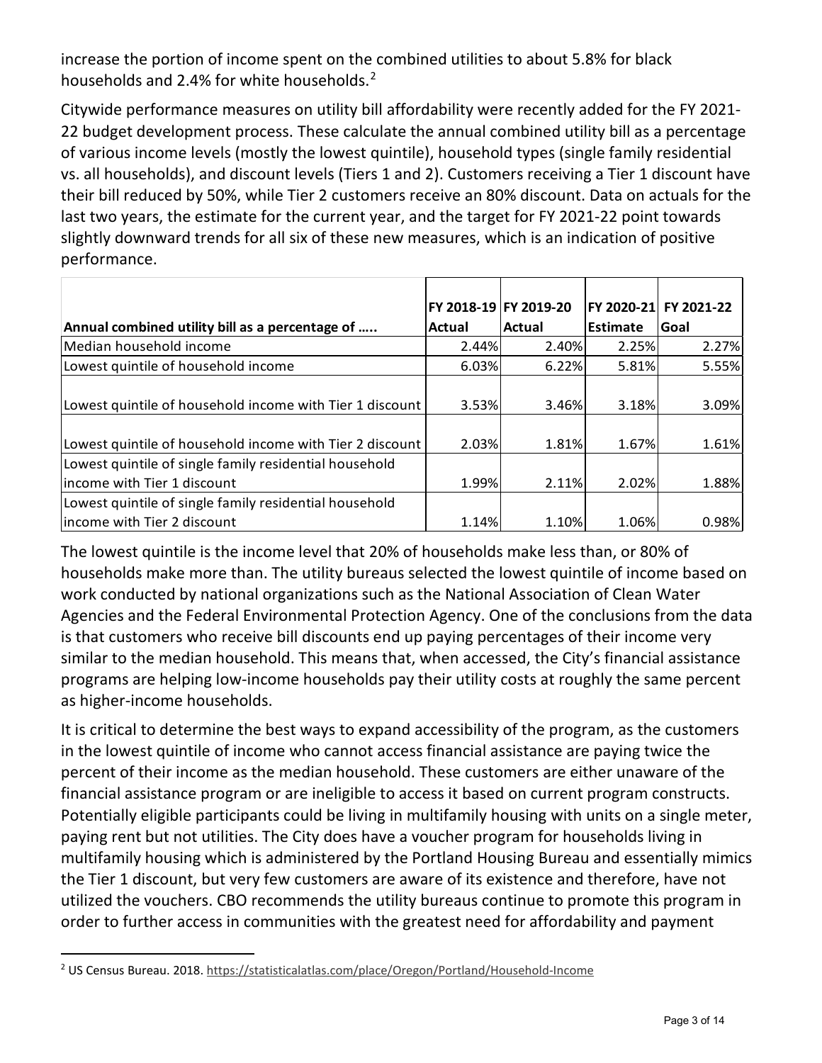increase the portion of income spent on the combined utilities to about 5.8% for black households and 2.4% for white households.[2]

Citywide performance measures on utility bill affordability were recently added for the FY 2021-22 budget development process. These calculate the annual combined utility bill as a percentage of various income levels (mostly the lowest quintile), household types (single family residential vs. all households), and discount levels (Tiers 1 and 2). Customers receiving a Tier 1 discount have their bill reduced by 50%, while Tier 2 customers receive an 80% discount. Data on actuals for the last two years, the estimate for the current year, and the target for FY 2021-22 point towards slightly downward trends for all six of these new measures, which is an indication of positive performance.

| Annual combined utility bill as a percentage of ….. | FY 2018-19 Actual | FY 2019-20 Actual | FY 2020-21 Estimate | FY 2021-22 Goal |
|---|---|---|---|---|
| Median household income | 2.44% | 2.40% | 2.25% | 2.27% |
| Lowest quintile of household income | 6.03% | 6.22% | 5.81% | 5.55% |
| Lowest quintile of household income with Tier 1 discount | 3.53% | 3.46% | 3.18% | 3.09% |
| Lowest quintile of household income with Tier 2 discount | 2.03% | 1.81% | 1.67% | 1.61% |
| Lowest quintile of single family residential household income with Tier 1 discount | 1.99% | 2.11% | 2.02% | 1.88% |
| Lowest quintile of single family residential household income with Tier 2 discount | 1.14% | 1.10% | 1.06% | 0.98% |

The lowest quintile is the income level that 20% of households make less than, or 80% of households make more than. The utility bureaus selected the lowest quintile of income based on work conducted by national organizations such as the National Association of Clean Water Agencies and the Federal Environmental Protection Agency. One of the conclusions from the data is that customers who receive bill discounts end up paying percentages of their income very similar to the median household. This means that, when accessed, the City's financial assistance programs are helping low-income households pay their utility costs at roughly the same percent as higher-income households.

It is critical to determine the best ways to expand accessibility of the program, as the customers in the lowest quintile of income who cannot access financial assistance are paying twice the percent of their income as the median household. These customers are either unaware of the financial assistance program or are ineligible to access it based on current program constructs. Potentially eligible participants could be living in multifamily housing with units on a single meter, paying rent but not utilities. The City does have a voucher program for households living in multifamily housing which is administered by the Portland Housing Bureau and essentially mimics the Tier 1 discount, but very few customers are aware of its existence and therefore, have not utilized the vouchers. CBO recommends the utility bureaus continue to promote this program in order to further access in communities with the greatest need for affordability and payment

[2] US Census Bureau. 2018. https://statisticalatlas.com/place/Oregon/Portland/Household-Income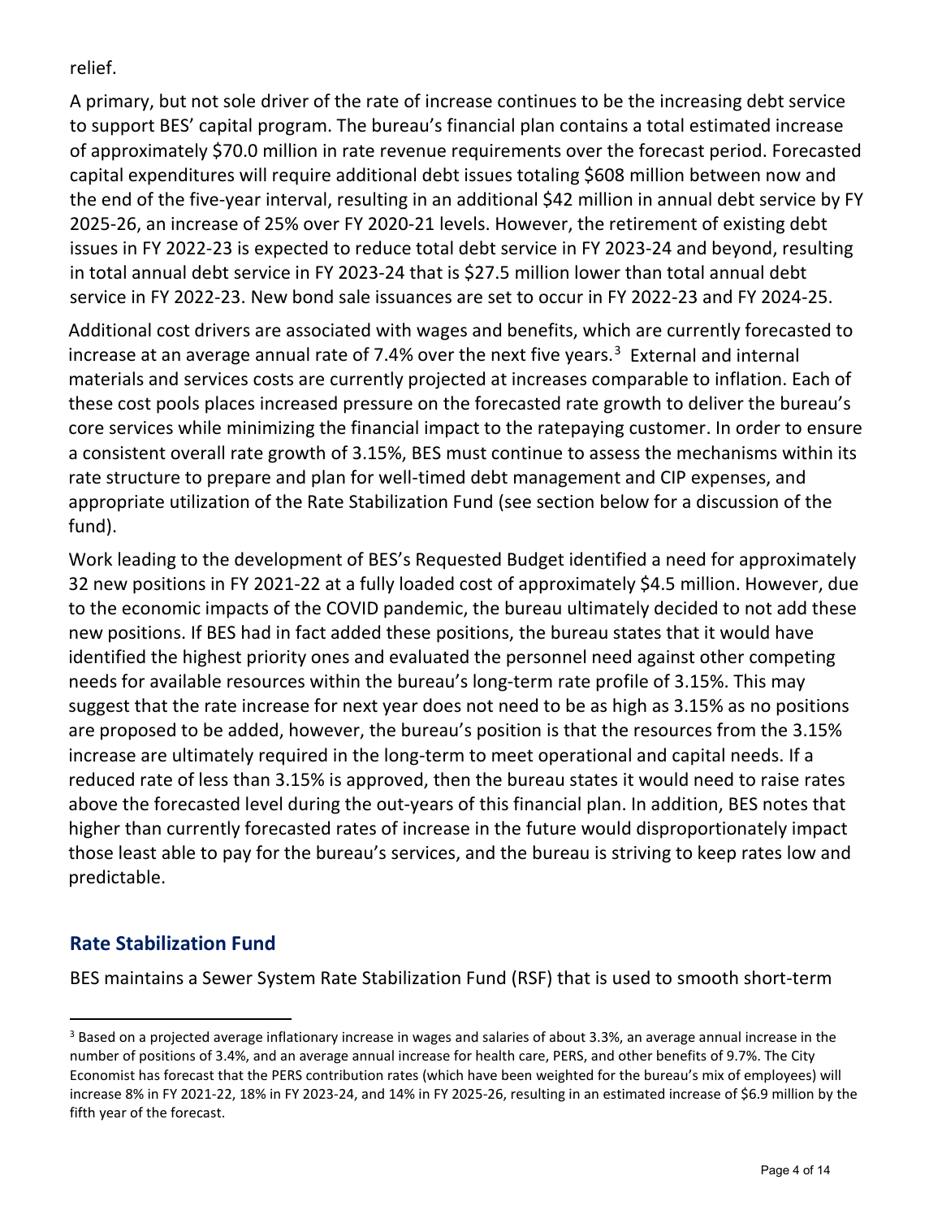relief.

A primary, but not sole driver of the rate of increase continues to be the increasing debt service to support BES' capital program. The bureau's financial plan contains a total estimated increase of approximately $70.0 million in rate revenue requirements over the forecast period. Forecasted capital expenditures will require additional debt issues totaling $608 million between now and the end of the five-year interval, resulting in an additional $42 million in annual debt service by FY 2025-26, an increase of 25% over FY 2020-21 levels. However, the retirement of existing debt issues in FY 2022-23 is expected to reduce total debt service in FY 2023-24 and beyond, resulting in total annual debt service in FY 2023-24 that is $27.5 million lower than total annual debt service in FY 2022-23. New bond sale issuances are set to occur in FY 2022-23 and FY 2024-25.

Additional cost drivers are associated with wages and benefits, which are currently forecasted to increase at an average annual rate of 7.4% over the next five years.[3] External and internal materials and services costs are currently projected at increases comparable to inflation. Each of these cost pools places increased pressure on the forecasted rate growth to deliver the bureau's core services while minimizing the financial impact to the ratepaying customer. In order to ensure a consistent overall rate growth of 3.15%, BES must continue to assess the mechanisms within its rate structure to prepare and plan for well-timed debt management and CIP expenses, and appropriate utilization of the Rate Stabilization Fund (see section below for a discussion of the fund).

Work leading to the development of BES's Requested Budget identified a need for approximately 32 new positions in FY 2021-22 at a fully loaded cost of approximately $4.5 million. However, due to the economic impacts of the COVID pandemic, the bureau ultimately decided to not add these new positions. If BES had in fact added these positions, the bureau states that it would have identified the highest priority ones and evaluated the personnel need against other competing needs for available resources within the bureau's long-term rate profile of 3.15%. This may suggest that the rate increase for next year does not need to be as high as 3.15% as no positions are proposed to be added, however, the bureau's position is that the resources from the 3.15% increase are ultimately required in the long-term to meet operational and capital needs. If a reduced rate of less than 3.15% is approved, then the bureau states it would need to raise rates above the forecasted level during the out-years of this financial plan. In addition, BES notes that higher than currently forecasted rates of increase in the future would disproportionately impact those least able to pay for the bureau's services, and the bureau is striving to keep rates low and predictable.

## Rate Stabilization Fund

BES maintains a Sewer System Rate Stabilization Fund (RSF) that is used to smooth short-term

---

[3] Based on a projected average inflationary increase in wages and salaries of about 3.3%, an average annual increase in the number of positions of 3.4%, and an average annual increase for health care, PERS, and other benefits of 9.7%. The City Economist has forecast that the PERS contribution rates (which have been weighted for the bureau's mix of employees) will increase 8% in FY 2021-22, 18% in FY 2023-24, and 14% in FY 2025-26, resulting in an estimated increase of $6.9 million by the fifth year of the forecast.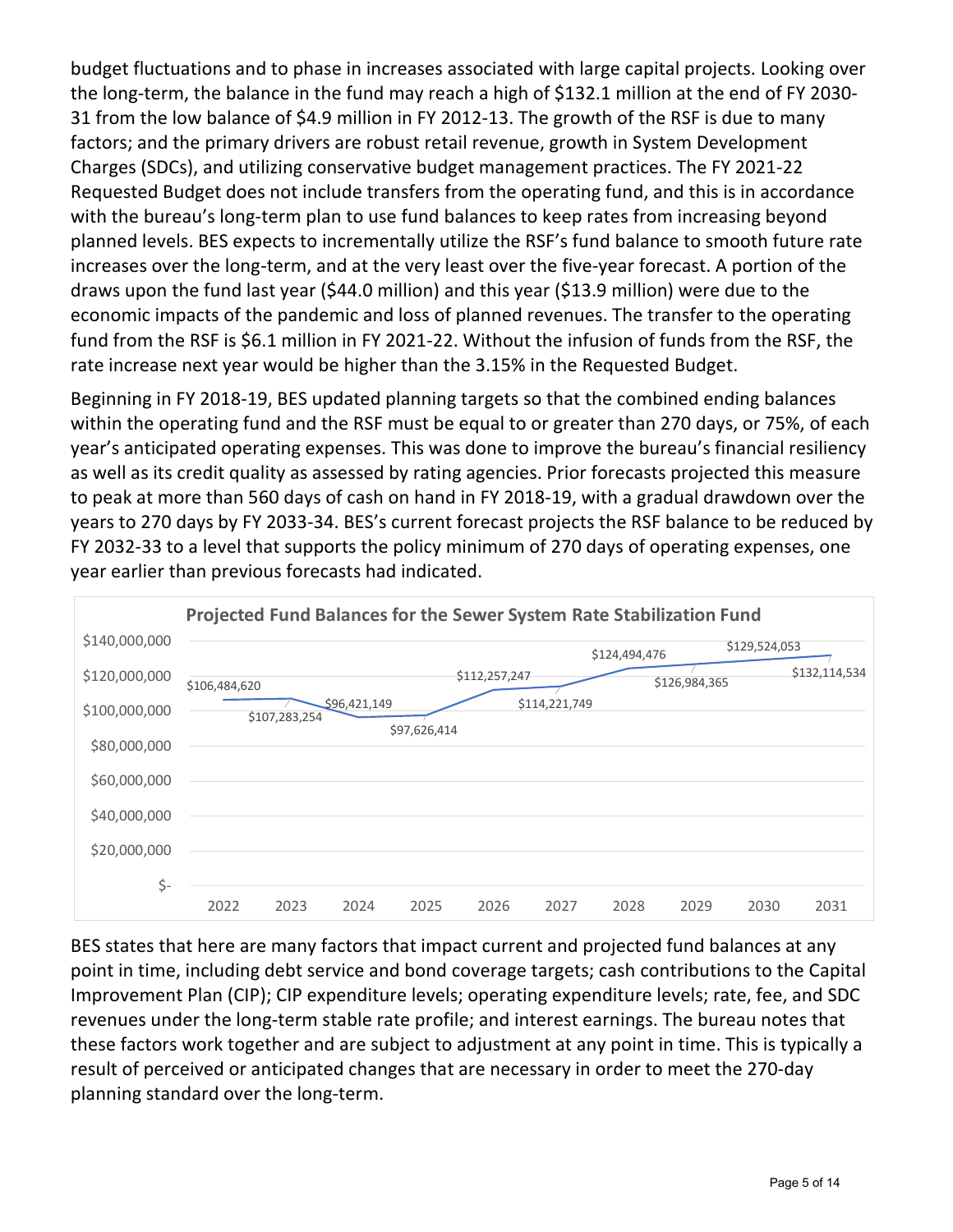budget fluctuations and to phase in increases associated with large capital projects. Looking over the long-term, the balance in the fund may reach a high of $132.1 million at the end of FY 2030-31 from the low balance of $4.9 million in FY 2012-13. The growth of the RSF is due to many factors; and the primary drivers are robust retail revenue, growth in System Development Charges (SDCs), and utilizing conservative budget management practices. The FY 2021-22 Requested Budget does not include transfers from the operating fund, and this is in accordance with the bureau's long-term plan to use fund balances to keep rates from increasing beyond planned levels. BES expects to incrementally utilize the RSF's fund balance to smooth future rate increases over the long-term, and at the very least over the five-year forecast. A portion of the draws upon the fund last year ($44.0 million) and this year ($13.9 million) were due to the economic impacts of the pandemic and loss of planned revenues. The transfer to the operating fund from the RSF is $6.1 million in FY 2021-22. Without the infusion of funds from the RSF, the rate increase next year would be higher than the 3.15% in the Requested Budget.

Beginning in FY 2018-19, BES updated planning targets so that the combined ending balances within the operating fund and the RSF must be equal to or greater than 270 days, or 75%, of each year's anticipated operating expenses. This was done to improve the bureau's financial resiliency as well as its credit quality as assessed by rating agencies. Prior forecasts projected this measure to peak at more than 560 days of cash on hand in FY 2018-19, with a gradual drawdown over the years to 270 days by FY 2033-34. BES's current forecast projects the RSF balance to be reduced by FY 2032-33 to a level that supports the policy minimum of 270 days of operating expenses, one year earlier than previous forecasts had indicated.

**Projected Fund Balances for the Sewer System Rate Stabilization Fund**

| Year | Projected Fund Balance |
|---|---|
| 2022 | $106,484,620 |
| 2023 | $107,283,254 |
| 2024 | $96,421,149 |
| 2025 | $97,626,414 |
| 2026 | $112,257,247 |
| 2027 | $114,221,749 |
| 2028 | $124,494,476 |
| 2029 | $126,984,365 |
| 2030 | $129,524,053 |
| 2031 | $132,114,534 |

BES states that here are many factors that impact current and projected fund balances at any point in time, including debt service and bond coverage targets; cash contributions to the Capital Improvement Plan (CIP); CIP expenditure levels; operating expenditure levels; rate, fee, and SDC revenues under the long-term stable rate profile; and interest earnings. The bureau notes that these factors work together and are subject to adjustment at any point in time. This is typically a result of perceived or anticipated changes that are necessary in order to meet the 270-day planning standard over the long-term.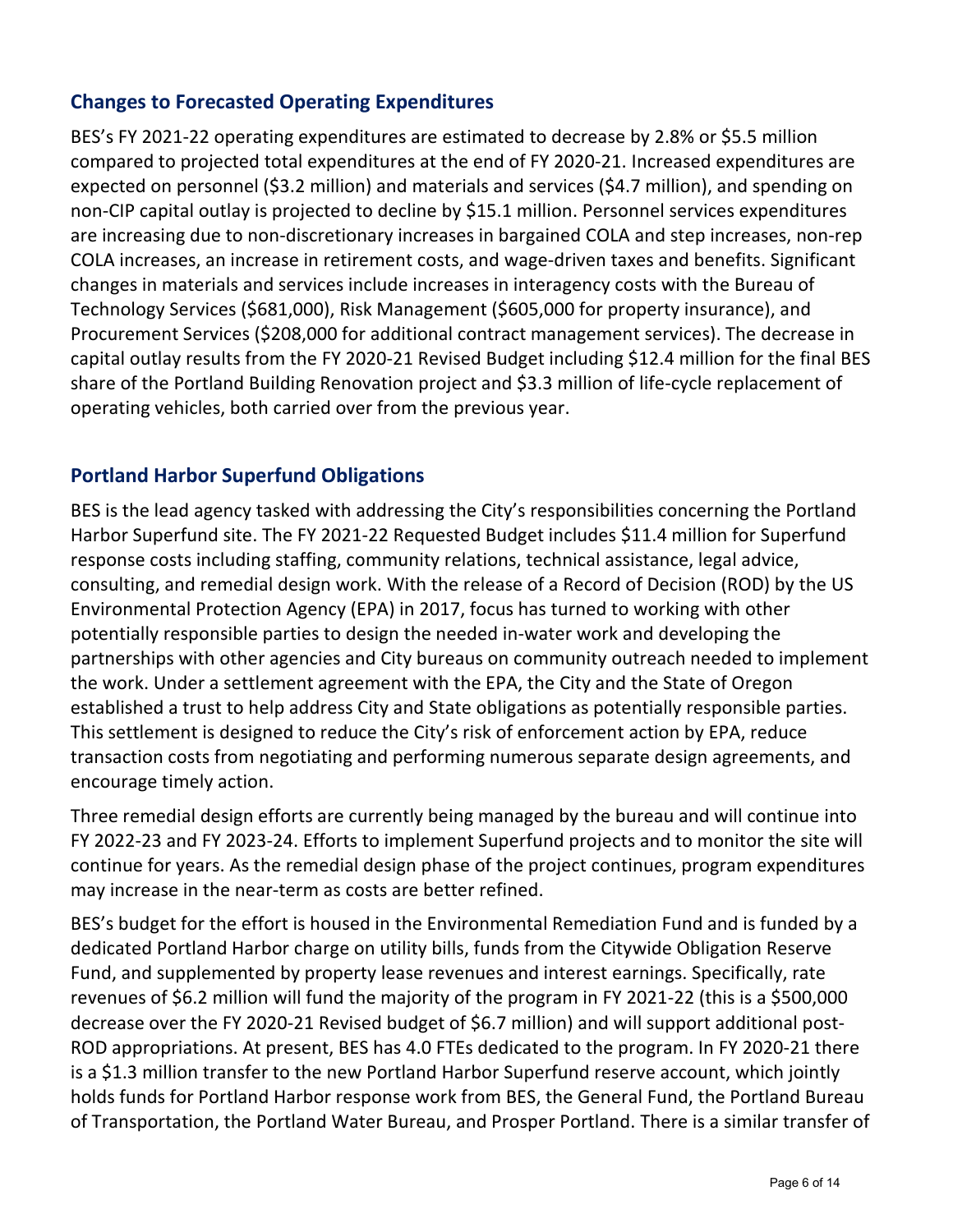## Changes to Forecasted Operating Expenditures

BES's FY 2021-22 operating expenditures are estimated to decrease by 2.8% or $5.5 million compared to projected total expenditures at the end of FY 2020-21. Increased expenditures are expected on personnel ($3.2 million) and materials and services ($4.7 million), and spending on non-CIP capital outlay is projected to decline by $15.1 million. Personnel services expenditures are increasing due to non-discretionary increases in bargained COLA and step increases, non-rep COLA increases, an increase in retirement costs, and wage-driven taxes and benefits. Significant changes in materials and services include increases in interagency costs with the Bureau of Technology Services ($681,000), Risk Management ($605,000 for property insurance), and Procurement Services ($208,000 for additional contract management services). The decrease in capital outlay results from the FY 2020-21 Revised Budget including $12.4 million for the final BES share of the Portland Building Renovation project and $3.3 million of life-cycle replacement of operating vehicles, both carried over from the previous year.

## Portland Harbor Superfund Obligations

BES is the lead agency tasked with addressing the City's responsibilities concerning the Portland Harbor Superfund site. The FY 2021-22 Requested Budget includes $11.4 million for Superfund response costs including staffing, community relations, technical assistance, legal advice, consulting, and remedial design work. With the release of a Record of Decision (ROD) by the US Environmental Protection Agency (EPA) in 2017, focus has turned to working with other potentially responsible parties to design the needed in-water work and developing the partnerships with other agencies and City bureaus on community outreach needed to implement the work. Under a settlement agreement with the EPA, the City and the State of Oregon established a trust to help address City and State obligations as potentially responsible parties. This settlement is designed to reduce the City's risk of enforcement action by EPA, reduce transaction costs from negotiating and performing numerous separate design agreements, and encourage timely action.

Three remedial design efforts are currently being managed by the bureau and will continue into FY 2022-23 and FY 2023-24. Efforts to implement Superfund projects and to monitor the site will continue for years. As the remedial design phase of the project continues, program expenditures may increase in the near-term as costs are better refined.

BES's budget for the effort is housed in the Environmental Remediation Fund and is funded by a dedicated Portland Harbor charge on utility bills, funds from the Citywide Obligation Reserve Fund, and supplemented by property lease revenues and interest earnings. Specifically, rate revenues of $6.2 million will fund the majority of the program in FY 2021-22 (this is a $500,000 decrease over the FY 2020-21 Revised budget of $6.7 million) and will support additional post-ROD appropriations. At present, BES has 4.0 FTEs dedicated to the program. In FY 2020-21 there is a $1.3 million transfer to the new Portland Harbor Superfund reserve account, which jointly holds funds for Portland Harbor response work from BES, the General Fund, the Portland Bureau of Transportation, the Portland Water Bureau, and Prosper Portland. There is a similar transfer of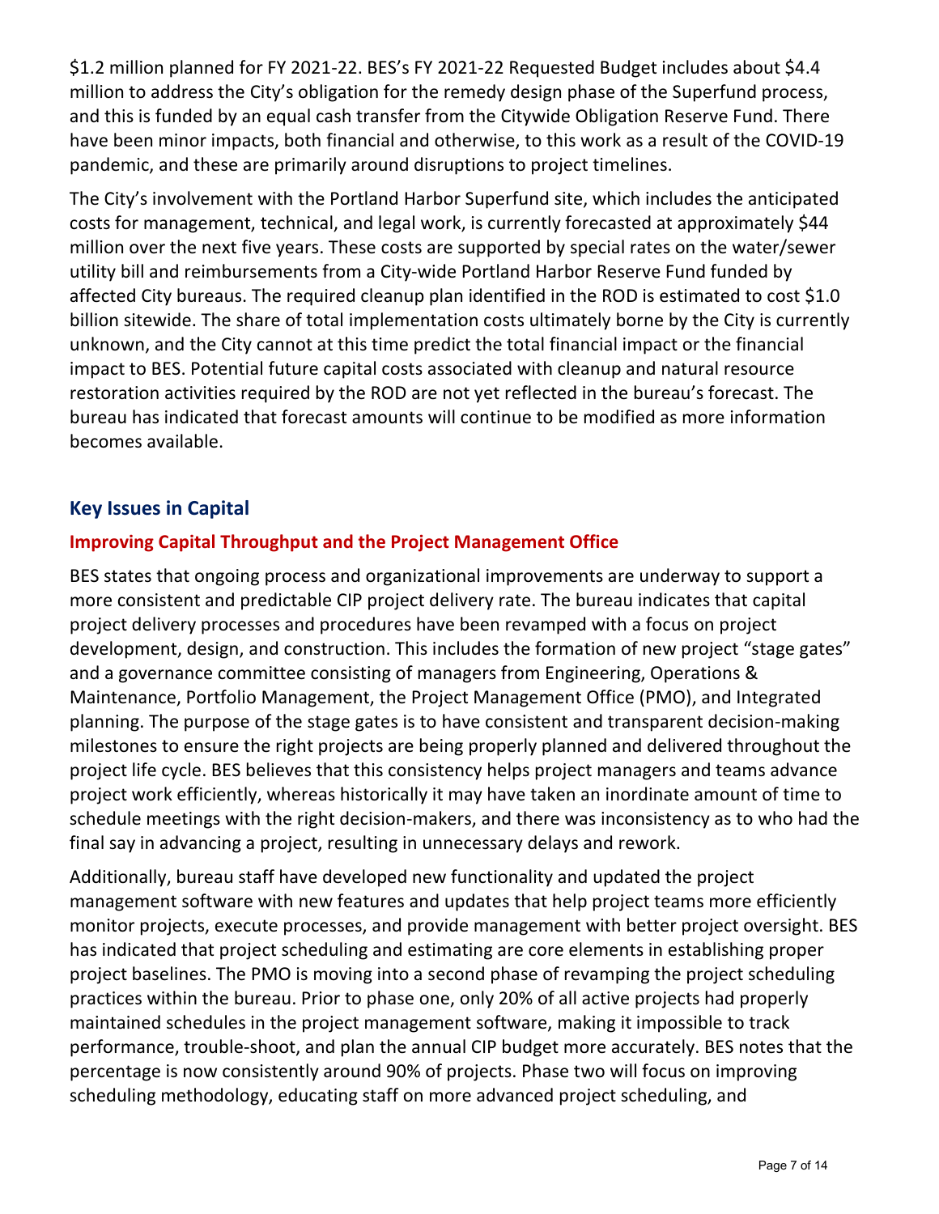$1.2 million planned for FY 2021-22. BES's FY 2021-22 Requested Budget includes about $4.4 million to address the City's obligation for the remedy design phase of the Superfund process, and this is funded by an equal cash transfer from the Citywide Obligation Reserve Fund. There have been minor impacts, both financial and otherwise, to this work as a result of the COVID-19 pandemic, and these are primarily around disruptions to project timelines.

The City's involvement with the Portland Harbor Superfund site, which includes the anticipated costs for management, technical, and legal work, is currently forecasted at approximately $44 million over the next five years. These costs are supported by special rates on the water/sewer utility bill and reimbursements from a City-wide Portland Harbor Reserve Fund funded by affected City bureaus. The required cleanup plan identified in the ROD is estimated to cost $1.0 billion sitewide. The share of total implementation costs ultimately borne by the City is currently unknown, and the City cannot at this time predict the total financial impact or the financial impact to BES. Potential future capital costs associated with cleanup and natural resource restoration activities required by the ROD are not yet reflected in the bureau's forecast. The bureau has indicated that forecast amounts will continue to be modified as more information becomes available.

## Key Issues in Capital

### Improving Capital Throughput and the Project Management Office

BES states that ongoing process and organizational improvements are underway to support a more consistent and predictable CIP project delivery rate. The bureau indicates that capital project delivery processes and procedures have been revamped with a focus on project development, design, and construction. This includes the formation of new project "stage gates" and a governance committee consisting of managers from Engineering, Operations & Maintenance, Portfolio Management, the Project Management Office (PMO), and Integrated planning. The purpose of the stage gates is to have consistent and transparent decision-making milestones to ensure the right projects are being properly planned and delivered throughout the project life cycle. BES believes that this consistency helps project managers and teams advance project work efficiently, whereas historically it may have taken an inordinate amount of time to schedule meetings with the right decision-makers, and there was inconsistency as to who had the final say in advancing a project, resulting in unnecessary delays and rework.

Additionally, bureau staff have developed new functionality and updated the project management software with new features and updates that help project teams more efficiently monitor projects, execute processes, and provide management with better project oversight. BES has indicated that project scheduling and estimating are core elements in establishing proper project baselines. The PMO is moving into a second phase of revamping the project scheduling practices within the bureau. Prior to phase one, only 20% of all active projects had properly maintained schedules in the project management software, making it impossible to track performance, trouble-shoot, and plan the annual CIP budget more accurately. BES notes that the percentage is now consistently around 90% of projects. Phase two will focus on improving scheduling methodology, educating staff on more advanced project scheduling, and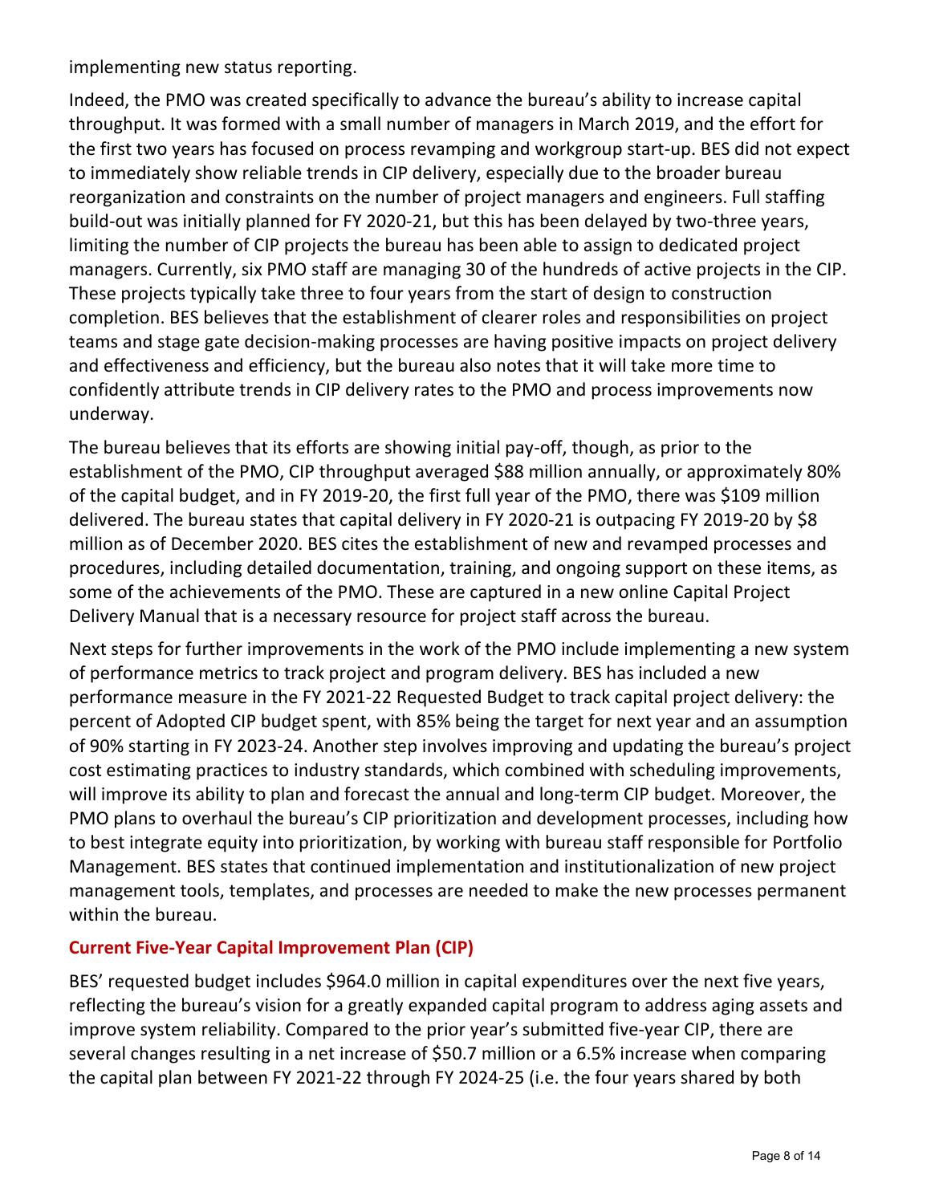implementing new status reporting.

Indeed, the PMO was created specifically to advance the bureau's ability to increase capital throughput. It was formed with a small number of managers in March 2019, and the effort for the first two years has focused on process revamping and workgroup start-up. BES did not expect to immediately show reliable trends in CIP delivery, especially due to the broader bureau reorganization and constraints on the number of project managers and engineers. Full staffing build-out was initially planned for FY 2020-21, but this has been delayed by two-three years, limiting the number of CIP projects the bureau has been able to assign to dedicated project managers. Currently, six PMO staff are managing 30 of the hundreds of active projects in the CIP. These projects typically take three to four years from the start of design to construction completion. BES believes that the establishment of clearer roles and responsibilities on project teams and stage gate decision-making processes are having positive impacts on project delivery and effectiveness and efficiency, but the bureau also notes that it will take more time to confidently attribute trends in CIP delivery rates to the PMO and process improvements now underway.

The bureau believes that its efforts are showing initial pay-off, though, as prior to the establishment of the PMO, CIP throughput averaged $88 million annually, or approximately 80% of the capital budget, and in FY 2019-20, the first full year of the PMO, there was $109 million delivered. The bureau states that capital delivery in FY 2020-21 is outpacing FY 2019-20 by $8 million as of December 2020. BES cites the establishment of new and revamped processes and procedures, including detailed documentation, training, and ongoing support on these items, as some of the achievements of the PMO. These are captured in a new online Capital Project Delivery Manual that is a necessary resource for project staff across the bureau.

Next steps for further improvements in the work of the PMO include implementing a new system of performance metrics to track project and program delivery. BES has included a new performance measure in the FY 2021-22 Requested Budget to track capital project delivery: the percent of Adopted CIP budget spent, with 85% being the target for next year and an assumption of 90% starting in FY 2023-24. Another step involves improving and updating the bureau's project cost estimating practices to industry standards, which combined with scheduling improvements, will improve its ability to plan and forecast the annual and long-term CIP budget. Moreover, the PMO plans to overhaul the bureau's CIP prioritization and development processes, including how to best integrate equity into prioritization, by working with bureau staff responsible for Portfolio Management. BES states that continued implementation and institutionalization of new project management tools, templates, and processes are needed to make the new processes permanent within the bureau.

### Current Five-Year Capital Improvement Plan (CIP)

BES' requested budget includes $964.0 million in capital expenditures over the next five years, reflecting the bureau's vision for a greatly expanded capital program to address aging assets and improve system reliability. Compared to the prior year's submitted five-year CIP, there are several changes resulting in a net increase of $50.7 million or a 6.5% increase when comparing the capital plan between FY 2021-22 through FY 2024-25 (i.e. the four years shared by both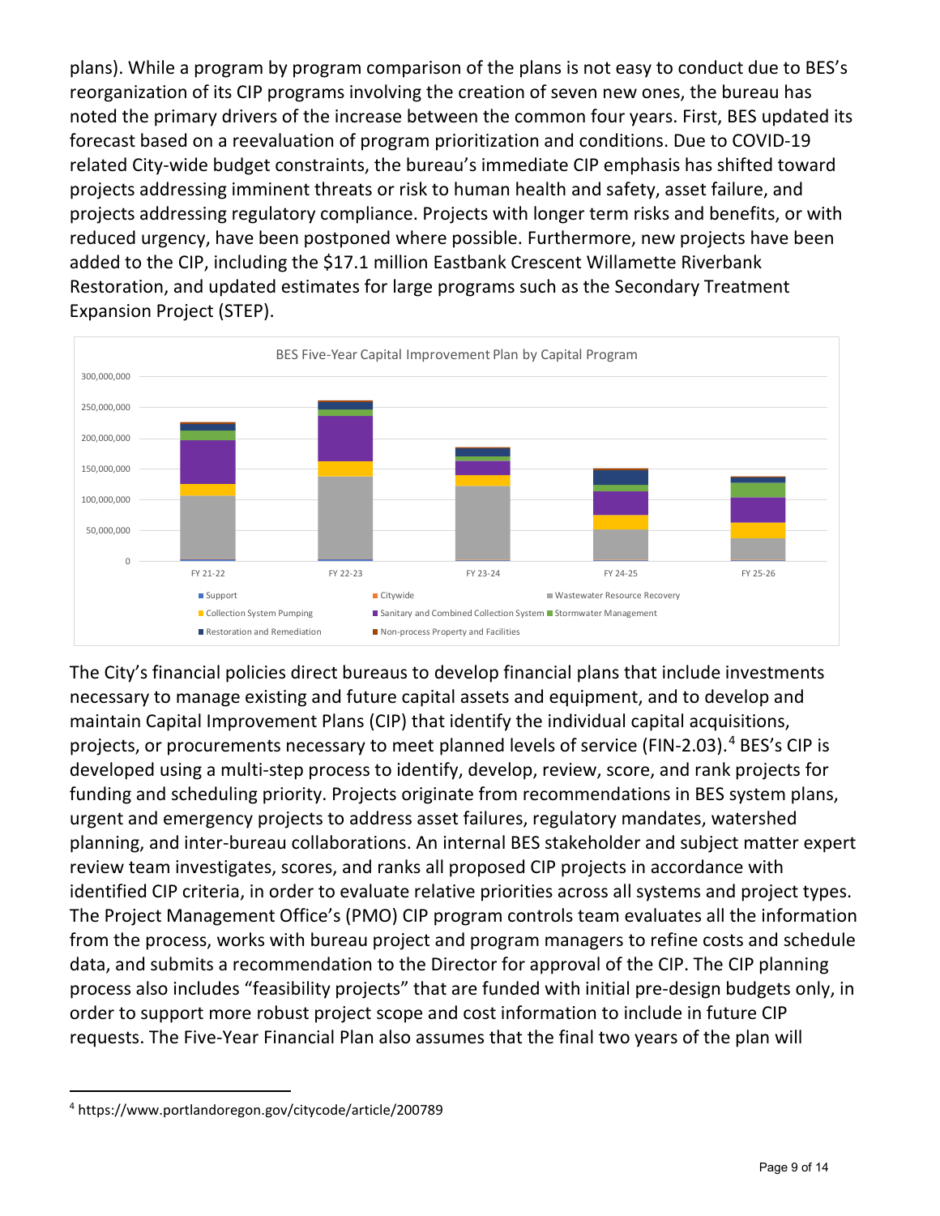plans). While a program by program comparison of the plans is not easy to conduct due to BES's reorganization of its CIP programs involving the creation of seven new ones, the bureau has noted the primary drivers of the increase between the common four years. First, BES updated its forecast based on a reevaluation of program prioritization and conditions. Due to COVID-19 related City-wide budget constraints, the bureau's immediate CIP emphasis has shifted toward projects addressing imminent threats or risk to human health and safety, asset failure, and projects addressing regulatory compliance. Projects with longer term risks and benefits, or with reduced urgency, have been postponed where possible. Furthermore, new projects have been added to the CIP, including the $17.1 million Eastbank Crescent Willamette Riverbank Restoration, and updated estimates for large programs such as the Secondary Treatment Expansion Project (STEP).

BES Five-Year Capital Improvement Plan by Capital Program

The City's financial policies direct bureaus to develop financial plans that include investments necessary to manage existing and future capital assets and equipment, and to develop and maintain Capital Improvement Plans (CIP) that identify the individual capital acquisitions, projects, or procurements necessary to meet planned levels of service (FIN-2.03).[4] BES's CIP is developed using a multi-step process to identify, develop, review, score, and rank projects for funding and scheduling priority. Projects originate from recommendations in BES system plans, urgent and emergency projects to address asset failures, regulatory mandates, watershed planning, and inter-bureau collaborations. An internal BES stakeholder and subject matter expert review team investigates, scores, and ranks all proposed CIP projects in accordance with identified CIP criteria, in order to evaluate relative priorities across all systems and project types. The Project Management Office's (PMO) CIP program controls team evaluates all the information from the process, works with bureau project and program managers to refine costs and schedule data, and submits a recommendation to the Director for approval of the CIP. The CIP planning process also includes "feasibility projects" that are funded with initial pre-design budgets only, in order to support more robust project scope and cost information to include in future CIP requests. The Five-Year Financial Plan also assumes that the final two years of the plan will

[4] https://www.portlandoregon.gov/citycode/article/200789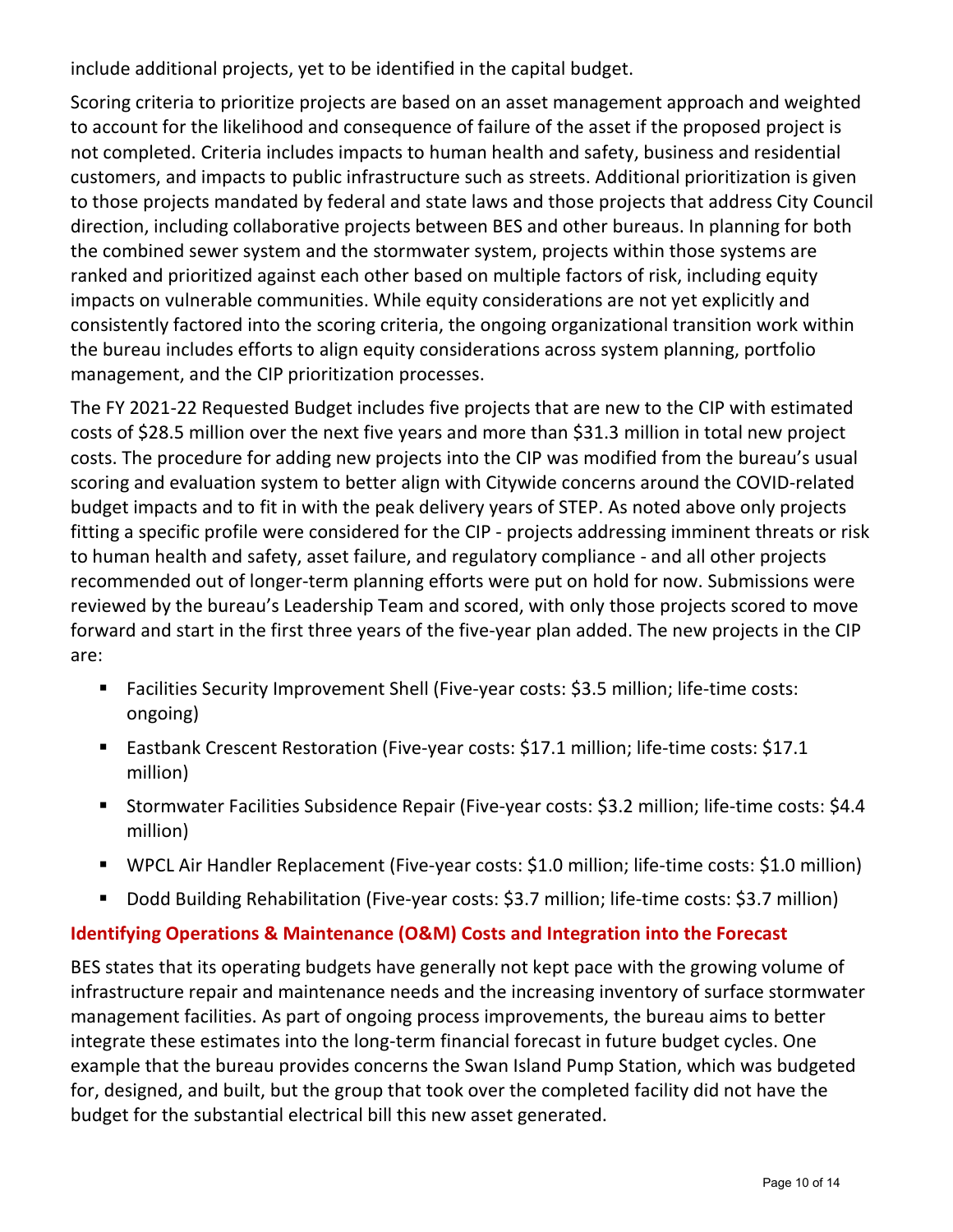include additional projects, yet to be identified in the capital budget.

Scoring criteria to prioritize projects are based on an asset management approach and weighted to account for the likelihood and consequence of failure of the asset if the proposed project is not completed. Criteria includes impacts to human health and safety, business and residential customers, and impacts to public infrastructure such as streets. Additional prioritization is given to those projects mandated by federal and state laws and those projects that address City Council direction, including collaborative projects between BES and other bureaus. In planning for both the combined sewer system and the stormwater system, projects within those systems are ranked and prioritized against each other based on multiple factors of risk, including equity impacts on vulnerable communities. While equity considerations are not yet explicitly and consistently factored into the scoring criteria, the ongoing organizational transition work within the bureau includes efforts to align equity considerations across system planning, portfolio management, and the CIP prioritization processes.

The FY 2021-22 Requested Budget includes five projects that are new to the CIP with estimated costs of $28.5 million over the next five years and more than $31.3 million in total new project costs. The procedure for adding new projects into the CIP was modified from the bureau's usual scoring and evaluation system to better align with Citywide concerns around the COVID-related budget impacts and to fit in with the peak delivery years of STEP. As noted above only projects fitting a specific profile were considered for the CIP - projects addressing imminent threats or risk to human health and safety, asset failure, and regulatory compliance - and all other projects recommended out of longer-term planning efforts were put on hold for now. Submissions were reviewed by the bureau's Leadership Team and scored, with only those projects scored to move forward and start in the first three years of the five-year plan added. The new projects in the CIP are:

- Facilities Security Improvement Shell (Five-year costs: $3.5 million; life-time costs: ongoing)
- Eastbank Crescent Restoration (Five-year costs: $17.1 million; life-time costs: $17.1 million)
- Stormwater Facilities Subsidence Repair (Five-year costs: $3.2 million; life-time costs: $4.4 million)
- WPCL Air Handler Replacement (Five-year costs: $1.0 million; life-time costs: $1.0 million)
- Dodd Building Rehabilitation (Five-year costs: $3.7 million; life-time costs: $3.7 million)

### Identifying Operations & Maintenance (O&M) Costs and Integration into the Forecast

BES states that its operating budgets have generally not kept pace with the growing volume of infrastructure repair and maintenance needs and the increasing inventory of surface stormwater management facilities. As part of ongoing process improvements, the bureau aims to better integrate these estimates into the long-term financial forecast in future budget cycles. One example that the bureau provides concerns the Swan Island Pump Station, which was budgeted for, designed, and built, but the group that took over the completed facility did not have the budget for the substantial electrical bill this new asset generated.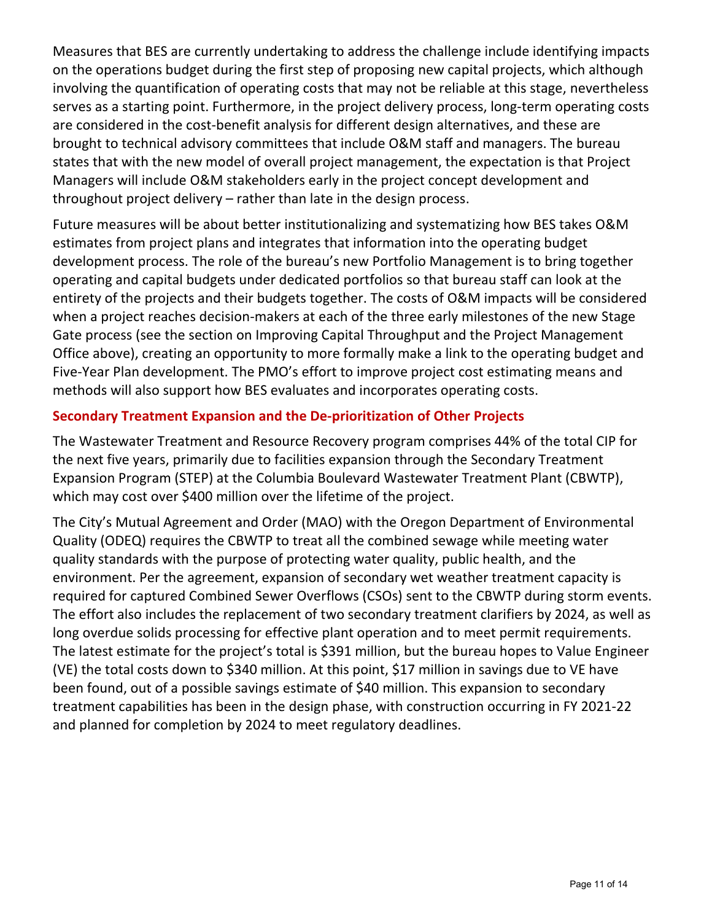Measures that BES are currently undertaking to address the challenge include identifying impacts on the operations budget during the first step of proposing new capital projects, which although involving the quantification of operating costs that may not be reliable at this stage, nevertheless serves as a starting point. Furthermore, in the project delivery process, long-term operating costs are considered in the cost-benefit analysis for different design alternatives, and these are brought to technical advisory committees that include O&M staff and managers. The bureau states that with the new model of overall project management, the expectation is that Project Managers will include O&M stakeholders early in the project concept development and throughout project delivery – rather than late in the design process.

Future measures will be about better institutionalizing and systematizing how BES takes O&M estimates from project plans and integrates that information into the operating budget development process. The role of the bureau's new Portfolio Management is to bring together operating and capital budgets under dedicated portfolios so that bureau staff can look at the entirety of the projects and their budgets together. The costs of O&M impacts will be considered when a project reaches decision-makers at each of the three early milestones of the new Stage Gate process (see the section on Improving Capital Throughput and the Project Management Office above), creating an opportunity to more formally make a link to the operating budget and Five-Year Plan development. The PMO's effort to improve project cost estimating means and methods will also support how BES evaluates and incorporates operating costs.

### Secondary Treatment Expansion and the De-prioritization of Other Projects

The Wastewater Treatment and Resource Recovery program comprises 44% of the total CIP for the next five years, primarily due to facilities expansion through the Secondary Treatment Expansion Program (STEP) at the Columbia Boulevard Wastewater Treatment Plant (CBWTP), which may cost over $400 million over the lifetime of the project.

The City's Mutual Agreement and Order (MAO) with the Oregon Department of Environmental Quality (ODEQ) requires the CBWTP to treat all the combined sewage while meeting water quality standards with the purpose of protecting water quality, public health, and the environment. Per the agreement, expansion of secondary wet weather treatment capacity is required for captured Combined Sewer Overflows (CSOs) sent to the CBWTP during storm events. The effort also includes the replacement of two secondary treatment clarifiers by 2024, as well as long overdue solids processing for effective plant operation and to meet permit requirements. The latest estimate for the project's total is $391 million, but the bureau hopes to Value Engineer (VE) the total costs down to $340 million. At this point, $17 million in savings due to VE have been found, out of a possible savings estimate of $40 million. This expansion to secondary treatment capabilities has been in the design phase, with construction occurring in FY 2021-22 and planned for completion by 2024 to meet regulatory deadlines.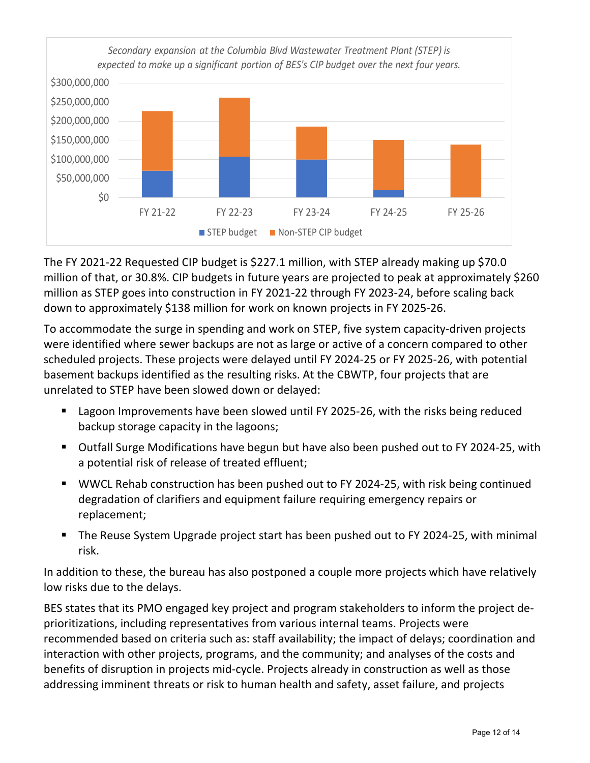*Secondary expansion at the Columbia Blvd Wastewater Treatment Plant (STEP) is expected to make up a significant portion of BES's CIP budget over the next four years.*

The FY 2021-22 Requested CIP budget is $227.1 million, with STEP already making up $70.0 million of that, or 30.8%. CIP budgets in future years are projected to peak at approximately $260 million as STEP goes into construction in FY 2021-22 through FY 2023-24, before scaling back down to approximately $138 million for work on known projects in FY 2025-26.

To accommodate the surge in spending and work on STEP, five system capacity-driven projects were identified where sewer backups are not as large or active of a concern compared to other scheduled projects. These projects were delayed until FY 2024-25 or FY 2025-26, with potential basement backups identified as the resulting risks. At the CBWTP, four projects that are unrelated to STEP have been slowed down or delayed:

- Lagoon Improvements have been slowed until FY 2025-26, with the risks being reduced backup storage capacity in the lagoons;
- Outfall Surge Modifications have begun but have also been pushed out to FY 2024-25, with a potential risk of release of treated effluent;
- WWCL Rehab construction has been pushed out to FY 2024-25, with risk being continued degradation of clarifiers and equipment failure requiring emergency repairs or replacement;
- The Reuse System Upgrade project start has been pushed out to FY 2024-25, with minimal risk.

In addition to these, the bureau has also postponed a couple more projects which have relatively low risks due to the delays.

BES states that its PMO engaged key project and program stakeholders to inform the project de-prioritizations, including representatives from various internal teams. Projects were recommended based on criteria such as: staff availability; the impact of delays; coordination and interaction with other projects, programs, and the community; and analyses of the costs and benefits of disruption in projects mid-cycle. Projects already in construction as well as those addressing imminent threats or risk to human health and safety, asset failure, and projects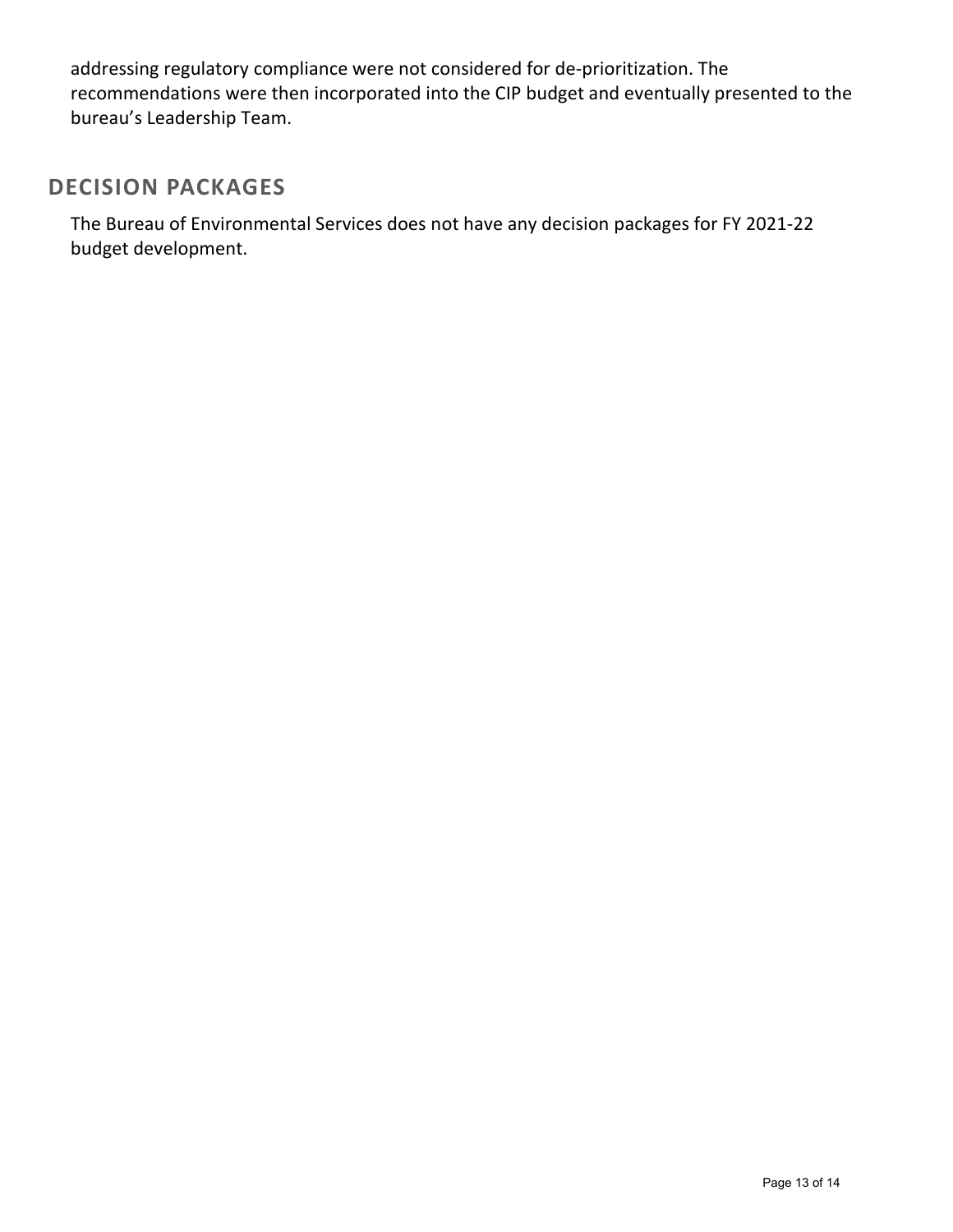addressing regulatory compliance were not considered for de-prioritization. The recommendations were then incorporated into the CIP budget and eventually presented to the bureau's Leadership Team.

## DECISION PACKAGES

The Bureau of Environmental Services does not have any decision packages for FY 2021-22 budget development.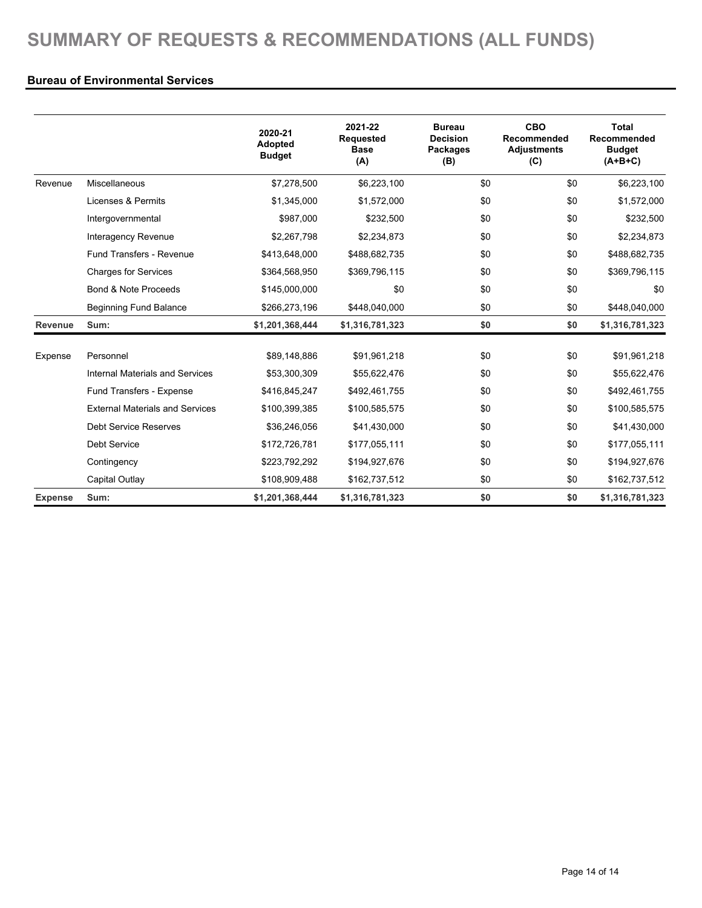# SUMMARY OF REQUESTS & RECOMMENDATIONS (ALL FUNDS)

**Bureau of Environmental Services**

| | | 2020-21 Adopted Budget | 2021-22 Requested Base (A) | Bureau Decision Packages (B) | CBO Recommended Adjustments (C) | Total Recommended Budget (A+B+C) |
|---|---|---|---|---|---|---|
| Revenue | Miscellaneous | $7,278,500 | $6,223,100 | $0 | $0 | $6,223,100 |
| | Licenses & Permits | $1,345,000 | $1,572,000 | $0 | $0 | $1,572,000 |
| | Intergovernmental | $987,000 | $232,500 | $0 | $0 | $232,500 |
| | Interagency Revenue | $2,267,798 | $2,234,873 | $0 | $0 | $2,234,873 |
| | Fund Transfers - Revenue | $413,648,000 | $488,682,735 | $0 | $0 | $488,682,735 |
| | Charges for Services | $364,568,950 | $369,796,115 | $0 | $0 | $369,796,115 |
| | Bond & Note Proceeds | $145,000,000 | $0 | $0 | $0 | $0 |
| | Beginning Fund Balance | $266,273,196 | $448,040,000 | $0 | $0 | $448,040,000 |
| **Revenue** | **Sum:** | **$1,201,368,444** | **$1,316,781,323** | **$0** | **$0** | **$1,316,781,323** |
| Expense | Personnel | $89,148,886 | $91,961,218 | $0 | $0 | $91,961,218 |
| | Internal Materials and Services | $53,300,309 | $55,622,476 | $0 | $0 | $55,622,476 |
| | Fund Transfers - Expense | $416,845,247 | $492,461,755 | $0 | $0 | $492,461,755 |
| | External Materials and Services | $100,399,385 | $100,585,575 | $0 | $0 | $100,585,575 |
| | Debt Service Reserves | $36,246,056 | $41,430,000 | $0 | $0 | $41,430,000 |
| | Debt Service | $172,726,781 | $177,055,111 | $0 | $0 | $177,055,111 |
| | Contingency | $223,792,292 | $194,927,676 | $0 | $0 | $194,927,676 |
| | Capital Outlay | $108,909,488 | $162,737,512 | $0 | $0 | $162,737,512 |
| **Expense** | **Sum:** | **$1,201,368,444** | **$1,316,781,323** | **$0** | **$0** | **$1,316,781,323** |